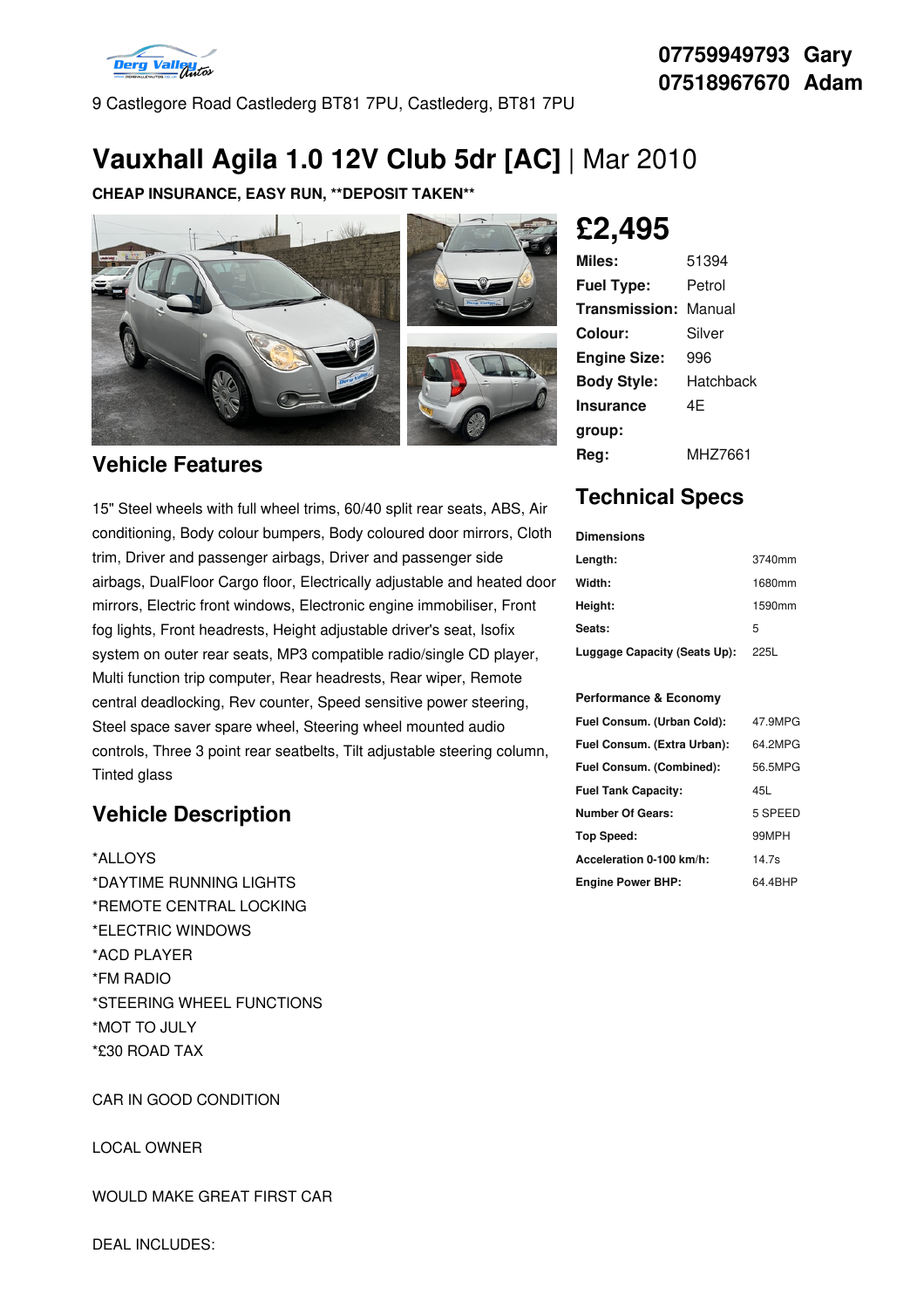07759949793 Gary
07518967670 Adam

9 Castlegore Road Castlederg BT81 7PU, Castlederg, BT81 7PU

# Vauxhall Agila 1.0 12V Club 5dr [AC] | Mar 2010

**CHEAP INSURANCE, EASY RUN, **DEPOSIT TAKEN****

## £2,495

| | |
|---|---|
| **Miles:** | 51394 |
| **Fuel Type:** | Petrol |
| **Transmission:** | Manual |
| **Colour:** | Silver |
| **Engine Size:** | 996 |
| **Body Style:** | Hatchback |
| **Insurance group:** | 4E |
| **Reg:** | MHZ7661 |

## Vehicle Features

15" Steel wheels with full wheel trims, 60/40 split rear seats, ABS, Air conditioning, Body colour bumpers, Body coloured door mirrors, Cloth trim, Driver and passenger airbags, Driver and passenger side airbags, DualFloor Cargo floor, Electrically adjustable and heated door mirrors, Electric front windows, Electronic engine immobiliser, Front fog lights, Front headrests, Height adjustable driver's seat, Isofix system on outer rear seats, MP3 compatible radio/single CD player, Multi function trip computer, Rear headrests, Rear wiper, Remote central deadlocking, Rev counter, Speed sensitive power steering, Steel space saver spare wheel, Steering wheel mounted audio controls, Three 3 point rear seatbelts, Tilt adjustable steering column, Tinted glass

## Technical Specs

**Dimensions**

| | |
|---|---|
| **Length:** | 3740mm |
| **Width:** | 1680mm |
| **Height:** | 1590mm |
| **Seats:** | 5 |
| **Luggage Capacity (Seats Up):** | 225L |

**Performance & Economy**

| | |
|---|---|
| **Fuel Consum. (Urban Cold):** | 47.9MPG |
| **Fuel Consum. (Extra Urban):** | 64.2MPG |
| **Fuel Consum. (Combined):** | 56.5MPG |
| **Fuel Tank Capacity:** | 45L |
| **Number Of Gears:** | 5 SPEED |
| **Top Speed:** | 99MPH |
| **Acceleration 0-100 km/h:** | 14.7s |
| **Engine Power BHP:** | 64.4BHP |

## Vehicle Description

*ALLOYS
*DAYTIME RUNNING LIGHTS
*REMOTE CENTRAL LOCKING
*ELECTRIC WINDOWS
*ACD PLAYER
*FM RADIO
*STEERING WHEEL FUNCTIONS
*MOT TO JULY
*£30 ROAD TAX

CAR IN GOOD CONDITION

LOCAL OWNER

WOULD MAKE GREAT FIRST CAR

DEAL INCLUDES: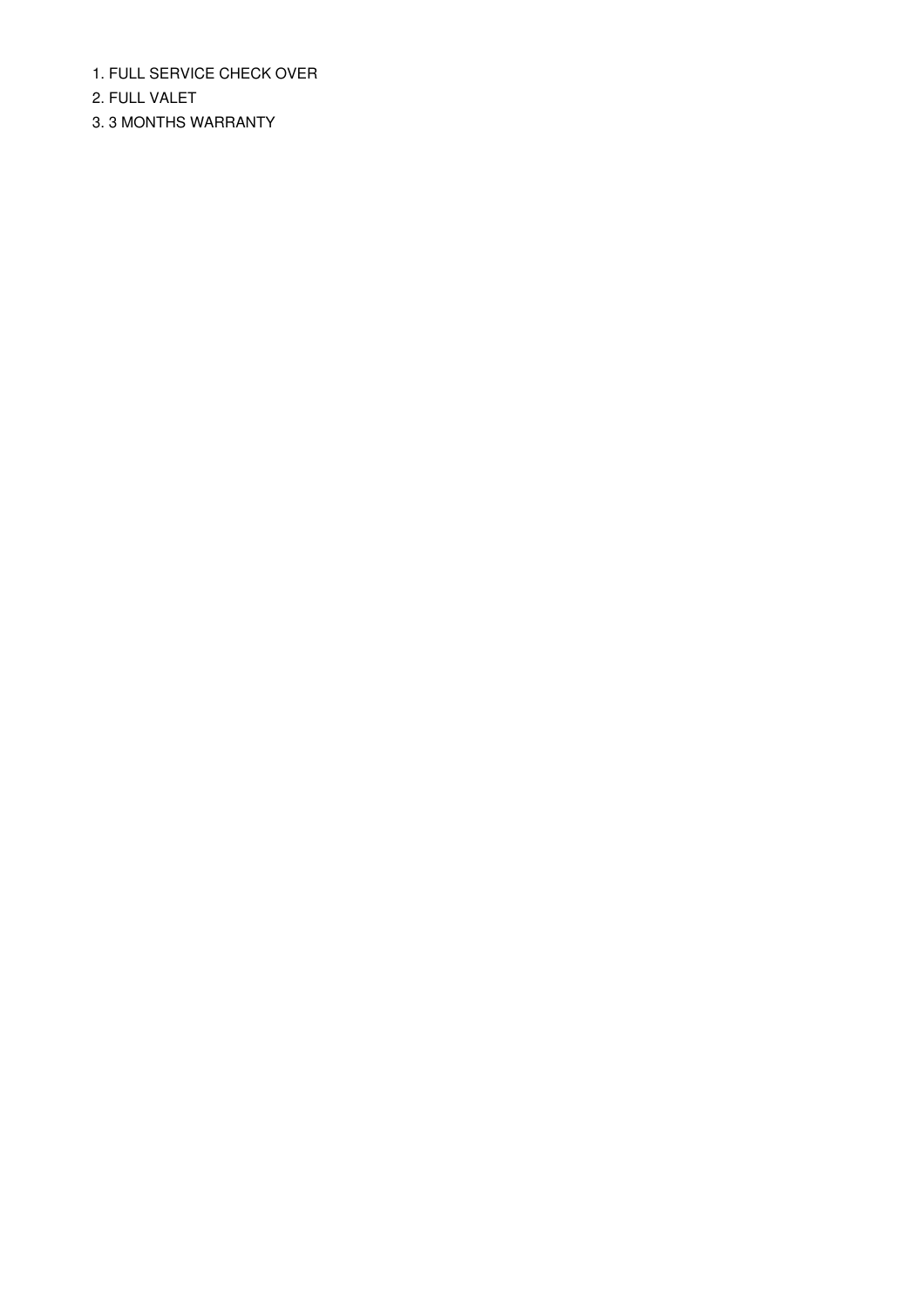1. FULL SERVICE CHECK OVER
2. FULL VALET
3. 3 MONTHS WARRANTY